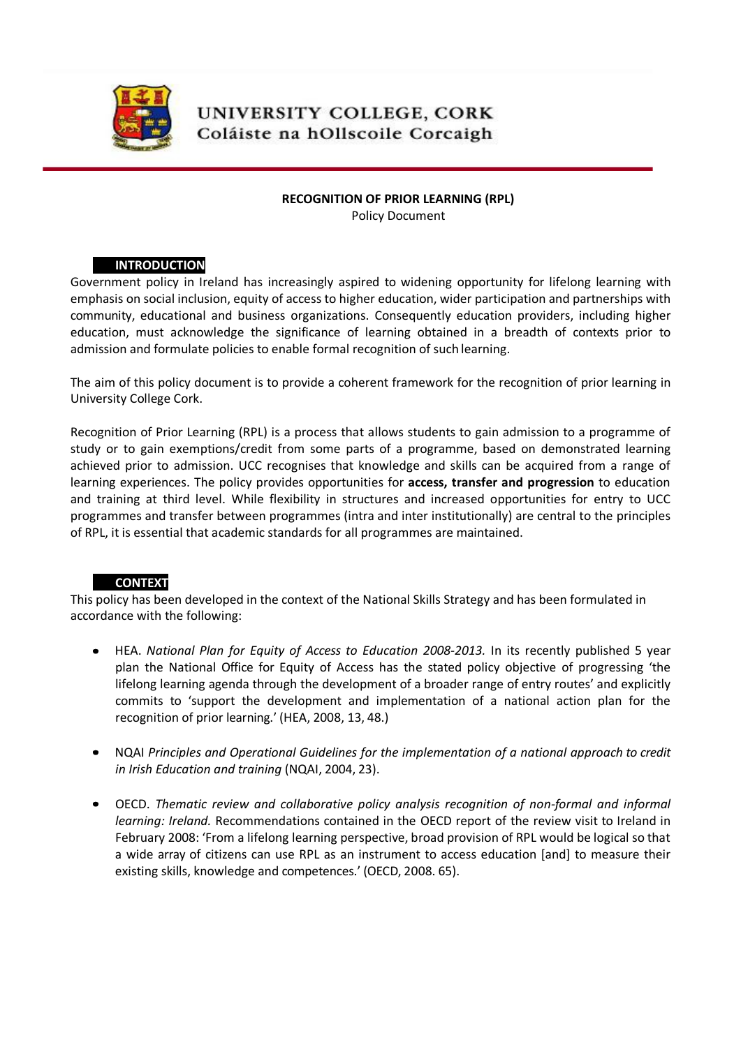UNIVERSITY COLLEGE, CORK
Coláiste na hOllscoile Corcaigh

# RECOGNITION OF PRIOR LEARNING (RPL)

Policy Document

## INTRODUCTION

Government policy in Ireland has increasingly aspired to widening opportunity for lifelong learning with emphasis on social inclusion, equity of access to higher education, wider participation and partnerships with community, educational and business organizations. Consequently education providers, including higher education, must acknowledge the significance of learning obtained in a breadth of contexts prior to admission and formulate policies to enable formal recognition of such learning.

The aim of this policy document is to provide a coherent framework for the recognition of prior learning in University College Cork.

Recognition of Prior Learning (RPL) is a process that allows students to gain admission to a programme of study or to gain exemptions/credit from some parts of a programme, based on demonstrated learning achieved prior to admission. UCC recognises that knowledge and skills can be acquired from a range of learning experiences. The policy provides opportunities for **access, transfer and progression** to education and training at third level. While flexibility in structures and increased opportunities for entry to UCC programmes and transfer between programmes (intra and inter institutionally) are central to the principles of RPL, it is essential that academic standards for all programmes are maintained.

## CONTEXT

This policy has been developed in the context of the National Skills Strategy and has been formulated in accordance with the following:

- HEA. *National Plan for Equity of Access to Education 2008-2013.* In its recently published 5 year plan the National Office for Equity of Access has the stated policy objective of progressing 'the lifelong learning agenda through the development of a broader range of entry routes' and explicitly commits to 'support the development and implementation of a national action plan for the recognition of prior learning.' (HEA, 2008, 13, 48.)

- NQAI *Principles and Operational Guidelines for the implementation of a national approach to credit in Irish Education and training* (NQAI, 2004, 23).

- OECD. *Thematic review and collaborative policy analysis recognition of non-formal and informal learning: Ireland.* Recommendations contained in the OECD report of the review visit to Ireland in February 2008: 'From a lifelong learning perspective, broad provision of RPL would be logical so that a wide array of citizens can use RPL as an instrument to access education [and] to measure their existing skills, knowledge and competences.' (OECD, 2008. 65).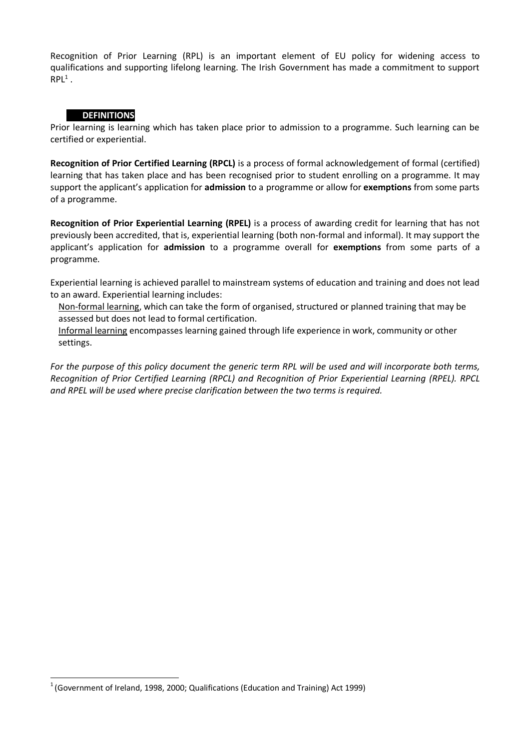Recognition of Prior Learning (RPL) is an important element of EU policy for widening access to qualifications and supporting lifelong learning. The Irish Government has made a commitment to support RPL[1] .

## DEFINITIONS

Prior learning is learning which has taken place prior to admission to a programme. Such learning can be certified or experiential.

**Recognition of Prior Certified Learning (RPCL)** is a process of formal acknowledgement of formal (certified) learning that has taken place and has been recognised prior to student enrolling on a programme. It may support the applicant's application for **admission** to a programme or allow for **exemptions** from some parts of a programme.

**Recognition of Prior Experiential Learning (RPEL)** is a process of awarding credit for learning that has not previously been accredited, that is, experiential learning (both non-formal and informal). It may support the applicant's application for **admission** to a programme overall for **exemptions** from some parts of a programme.

Experiential learning is achieved parallel to mainstream systems of education and training and does not lead to an award. Experiential learning includes:

- Non-formal learning, which can take the form of organised, structured or planned training that may be assessed but does not lead to formal certification.
- Informal learning encompasses learning gained through life experience in work, community or other settings.

*For the purpose of this policy document the generic term RPL will be used and will incorporate both terms, Recognition of Prior Certified Learning (RPCL) and Recognition of Prior Experiential Learning (RPEL). RPCL and RPEL will be used where precise clarification between the two terms is required.*

[1] (Government of Ireland, 1998, 2000; Qualifications (Education and Training) Act 1999)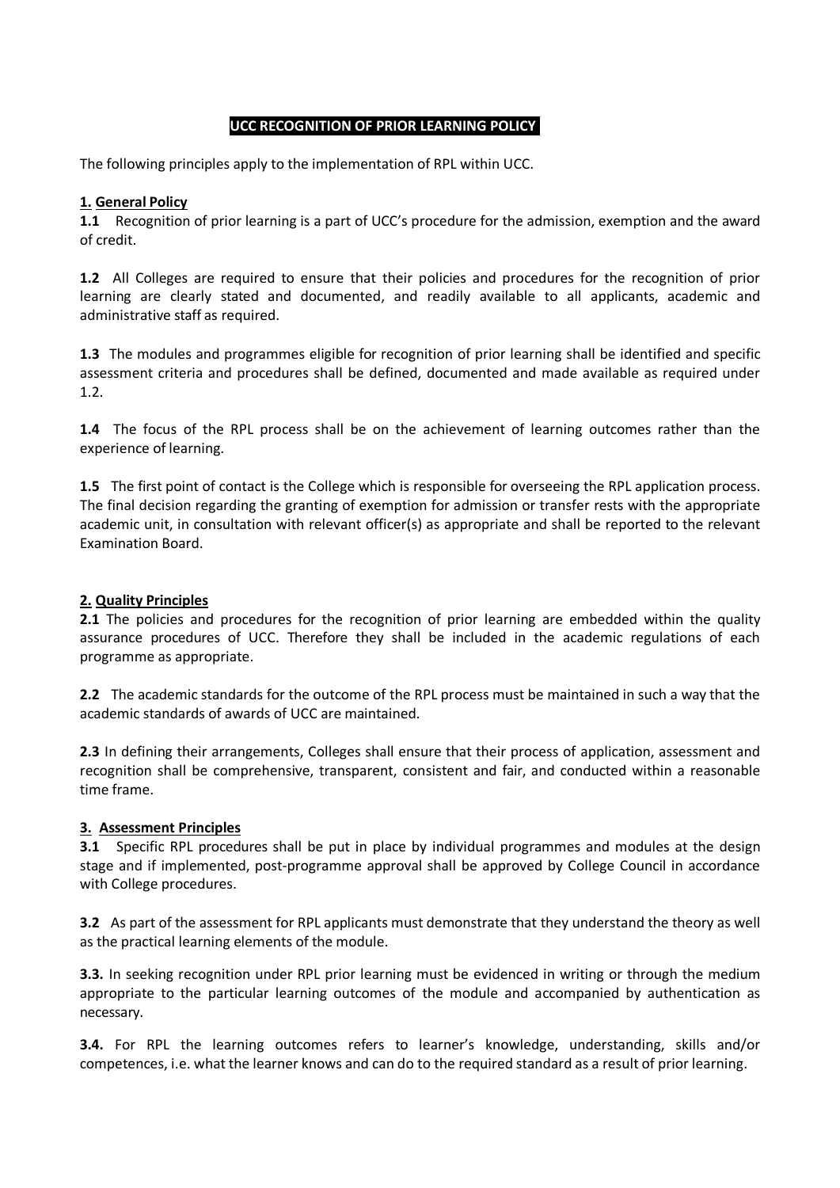# UCC RECOGNITION OF PRIOR LEARNING POLICY

The following principles apply to the implementation of RPL within UCC.

## 1. General Policy

**1.1** Recognition of prior learning is a part of UCC's procedure for the admission, exemption and the award of credit.

**1.2** All Colleges are required to ensure that their policies and procedures for the recognition of prior learning are clearly stated and documented, and readily available to all applicants, academic and administrative staff as required.

**1.3** The modules and programmes eligible for recognition of prior learning shall be identified and specific assessment criteria and procedures shall be defined, documented and made available as required under 1.2.

**1.4** The focus of the RPL process shall be on the achievement of learning outcomes rather than the experience of learning.

**1.5** The first point of contact is the College which is responsible for overseeing the RPL application process. The final decision regarding the granting of exemption for admission or transfer rests with the appropriate academic unit, in consultation with relevant officer(s) as appropriate and shall be reported to the relevant Examination Board.

## 2. Quality Principles

**2.1** The policies and procedures for the recognition of prior learning are embedded within the quality assurance procedures of UCC. Therefore they shall be included in the academic regulations of each programme as appropriate.

**2.2** The academic standards for the outcome of the RPL process must be maintained in such a way that the academic standards of awards of UCC are maintained.

**2.3** In defining their arrangements, Colleges shall ensure that their process of application, assessment and recognition shall be comprehensive, transparent, consistent and fair, and conducted within a reasonable time frame.

## 3. Assessment Principles

**3.1** Specific RPL procedures shall be put in place by individual programmes and modules at the design stage and if implemented, post-programme approval shall be approved by College Council in accordance with College procedures.

**3.2** As part of the assessment for RPL applicants must demonstrate that they understand the theory as well as the practical learning elements of the module.

**3.3.** In seeking recognition under RPL prior learning must be evidenced in writing or through the medium appropriate to the particular learning outcomes of the module and accompanied by authentication as necessary.

**3.4.** For RPL the learning outcomes refers to learner's knowledge, understanding, skills and/or competences, i.e. what the learner knows and can do to the required standard as a result of prior learning.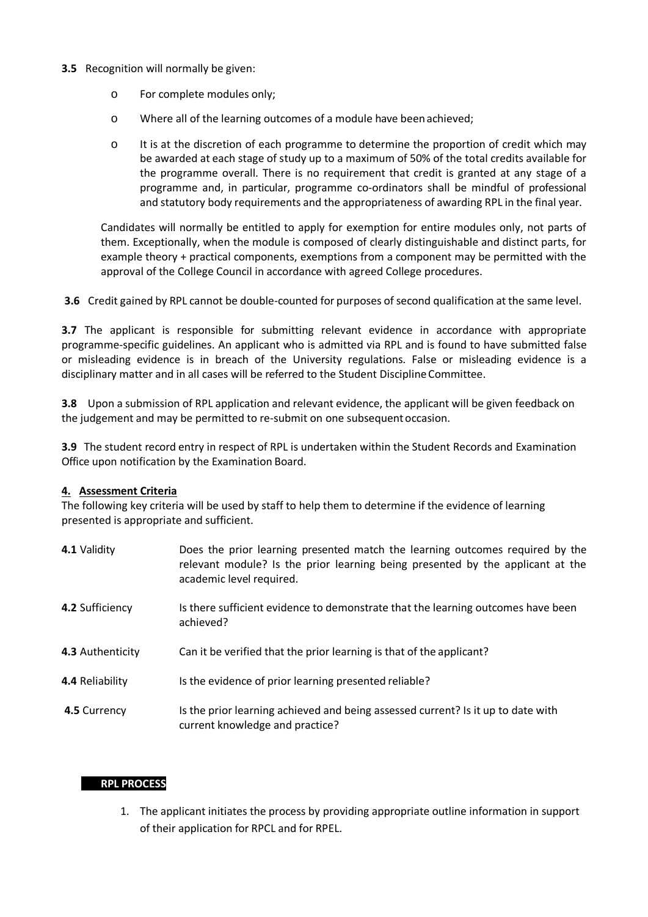**3.5** Recognition will normally be given:

- For complete modules only;
- Where all of the learning outcomes of a module have been achieved;
- It is at the discretion of each programme to determine the proportion of credit which may be awarded at each stage of study up to a maximum of 50% of the total credits available for the programme overall. There is no requirement that credit is granted at any stage of a programme and, in particular, programme co-ordinators shall be mindful of professional and statutory body requirements and the appropriateness of awarding RPL in the final year.

Candidates will normally be entitled to apply for exemption for entire modules only, not parts of them. Exceptionally, when the module is composed of clearly distinguishable and distinct parts, for example theory + practical components, exemptions from a component may be permitted with the approval of the College Council in accordance with agreed College procedures.

**3.6** Credit gained by RPL cannot be double-counted for purposes of second qualification at the same level.

**3.7** The applicant is responsible for submitting relevant evidence in accordance with appropriate programme-specific guidelines. An applicant who is admitted via RPL and is found to have submitted false or misleading evidence is in breach of the University regulations. False or misleading evidence is a disciplinary matter and in all cases will be referred to the Student Discipline Committee.

**3.8** Upon a submission of RPL application and relevant evidence, the applicant will be given feedback on the judgement and may be permitted to re-submit on one subsequent occasion.

**3.9** The student record entry in respect of RPL is undertaken within the Student Records and Examination Office upon notification by the Examination Board.

## 4. Assessment Criteria

The following key criteria will be used by staff to help them to determine if the evidence of learning presented is appropriate and sufficient.

| | |
|---|---|
| **4.1** Validity | Does the prior learning presented match the learning outcomes required by the relevant module? Is the prior learning being presented by the applicant at the academic level required. |
| **4.2** Sufficiency | Is there sufficient evidence to demonstrate that the learning outcomes have been achieved? |
| **4.3** Authenticity | Can it be verified that the prior learning is that of the applicant? |
| **4.4** Reliability | Is the evidence of prior learning presented reliable? |
| **4.5** Currency | Is the prior learning achieved and being assessed current? Is it up to date with current knowledge and practice? |

## RPL PROCESS

1. The applicant initiates the process by providing appropriate outline information in support of their application for RPCL and for RPEL.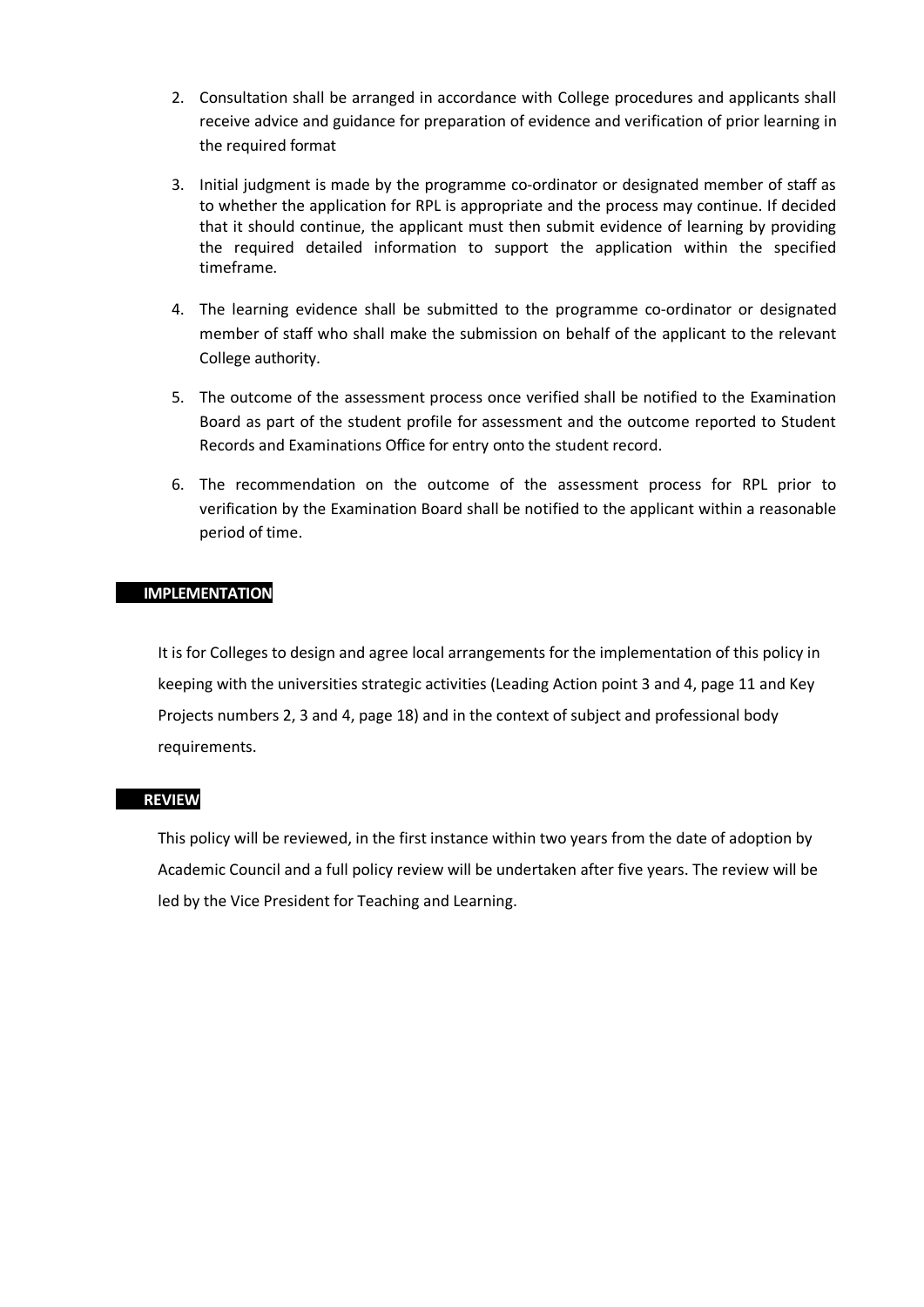2. Consultation shall be arranged in accordance with College procedures and applicants shall receive advice and guidance for preparation of evidence and verification of prior learning in the required format

3. Initial judgment is made by the programme co-ordinator or designated member of staff as to whether the application for RPL is appropriate and the process may continue. If decided that it should continue, the applicant must then submit evidence of learning by providing the required detailed information to support the application within the specified timeframe.

4. The learning evidence shall be submitted to the programme co-ordinator or designated member of staff who shall make the submission on behalf of the applicant to the relevant College authority.

5. The outcome of the assessment process once verified shall be notified to the Examination Board as part of the student profile for assessment and the outcome reported to Student Records and Examinations Office for entry onto the student record.

6. The recommendation on the outcome of the assessment process for RPL prior to verification by the Examination Board shall be notified to the applicant within a reasonable period of time.

## IMPLEMENTATION

It is for Colleges to design and agree local arrangements for the implementation of this policy in keeping with the universities strategic activities (Leading Action point 3 and 4, page 11 and Key Projects numbers 2, 3 and 4, page 18) and in the context of subject and professional body requirements.

## REVIEW

This policy will be reviewed, in the first instance within two years from the date of adoption by Academic Council and a full policy review will be undertaken after five years. The review will be led by the Vice President for Teaching and Learning.